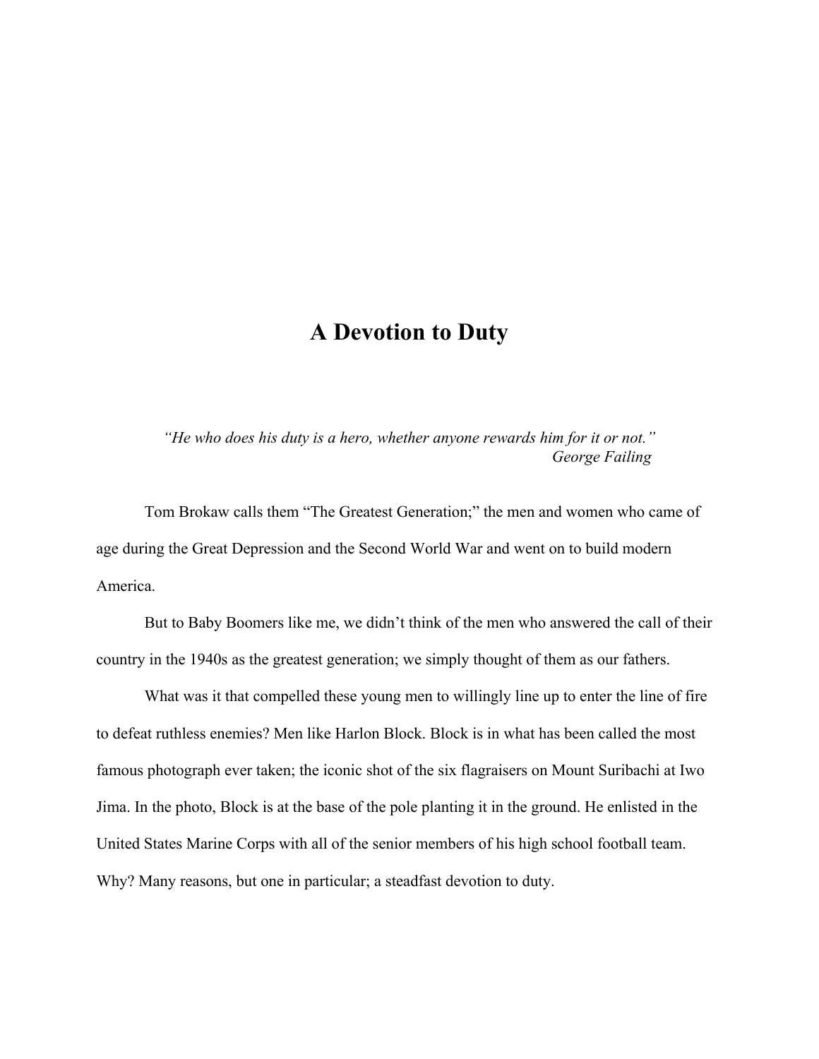# A Devotion to Duty

*"He who does his duty is a hero, whether anyone rewards him for it or not."*
*George Failing*

Tom Brokaw calls them "The Greatest Generation;" the men and women who came of age during the Great Depression and the Second World War and went on to build modern America.

But to Baby Boomers like me, we didn't think of the men who answered the call of their country in the 1940s as the greatest generation; we simply thought of them as our fathers.

What was it that compelled these young men to willingly line up to enter the line of fire to defeat ruthless enemies? Men like Harlon Block. Block is in what has been called the most famous photograph ever taken; the iconic shot of the six flagraisers on Mount Suribachi at Iwo Jima. In the photo, Block is at the base of the pole planting it in the ground. He enlisted in the United States Marine Corps with all of the senior members of his high school football team. Why? Many reasons, but one in particular; a steadfast devotion to duty.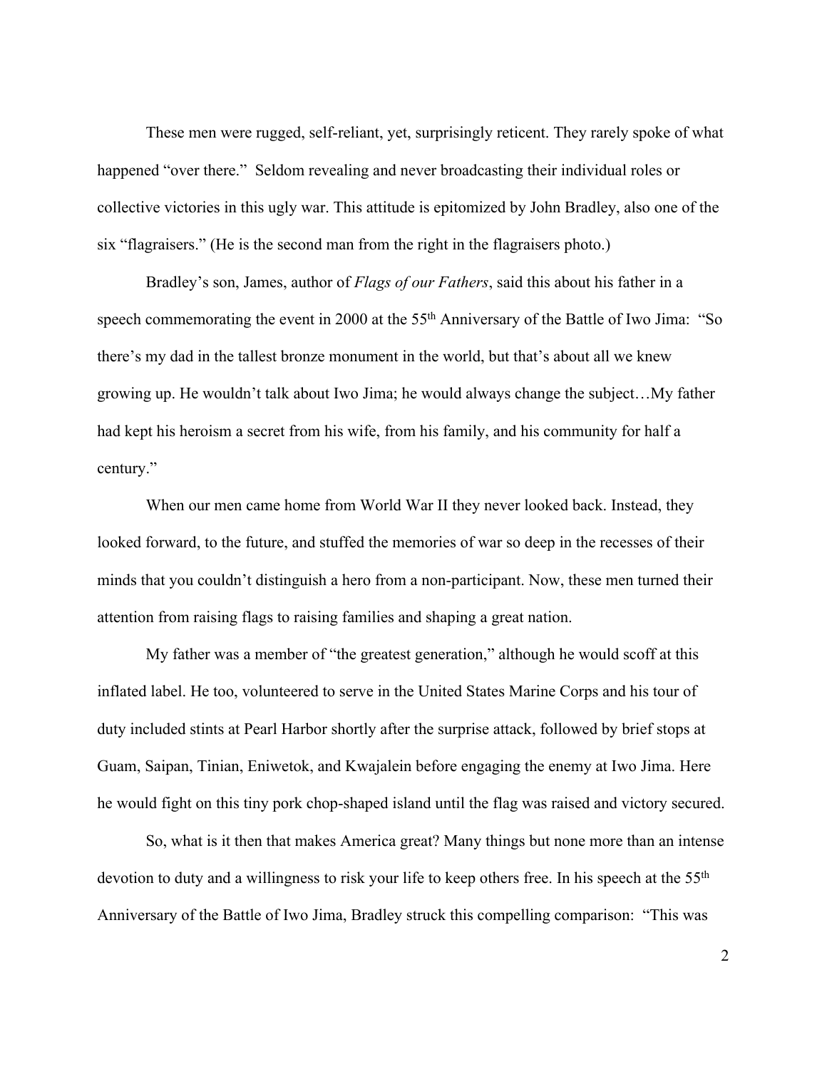These men were rugged, self-reliant, yet, surprisingly reticent. They rarely spoke of what happened "over there." Seldom revealing and never broadcasting their individual roles or collective victories in this ugly war. This attitude is epitomized by John Bradley, also one of the six "flagraisers." (He is the second man from the right in the flagraisers photo.)

Bradley's son, James, author of *Flags of our Fathers*, said this about his father in a speech commemorating the event in 2000 at the 55th Anniversary of the Battle of Iwo Jima: "So there's my dad in the tallest bronze monument in the world, but that's about all we knew growing up. He wouldn't talk about Iwo Jima; he would always change the subject…My father had kept his heroism a secret from his wife, from his family, and his community for half a century."

When our men came home from World War II they never looked back. Instead, they looked forward, to the future, and stuffed the memories of war so deep in the recesses of their minds that you couldn't distinguish a hero from a non-participant. Now, these men turned their attention from raising flags to raising families and shaping a great nation.

My father was a member of "the greatest generation," although he would scoff at this inflated label. He too, volunteered to serve in the United States Marine Corps and his tour of duty included stints at Pearl Harbor shortly after the surprise attack, followed by brief stops at Guam, Saipan, Tinian, Eniwetok, and Kwajalein before engaging the enemy at Iwo Jima. Here he would fight on this tiny pork chop-shaped island until the flag was raised and victory secured.

So, what is it then that makes America great? Many things but none more than an intense devotion to duty and a willingness to risk your life to keep others free. In his speech at the 55th Anniversary of the Battle of Iwo Jima, Bradley struck this compelling comparison: "This was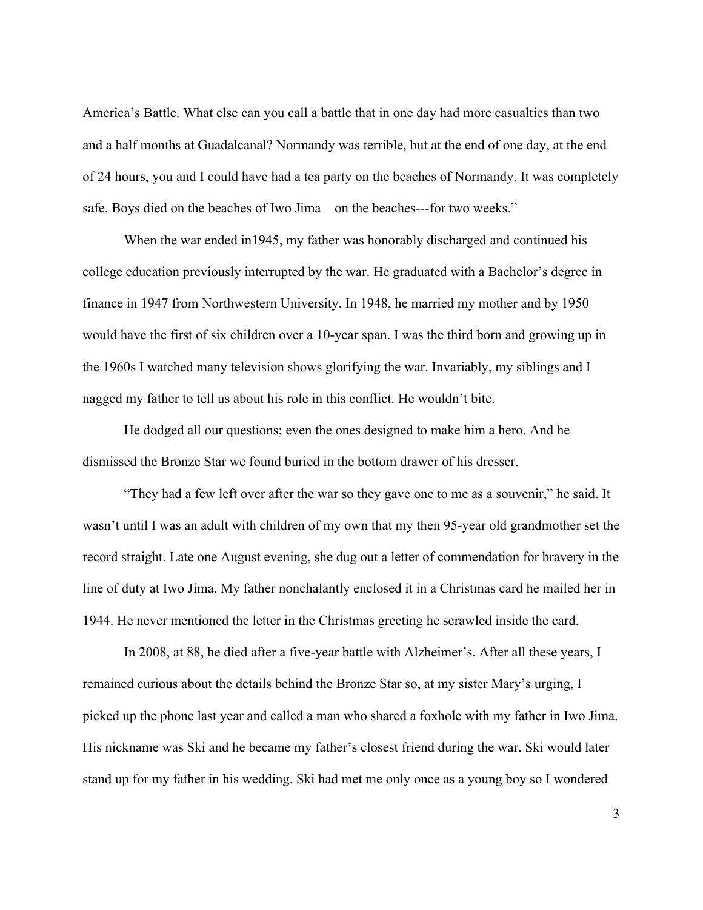America's Battle. What else can you call a battle that in one day had more casualties than two and a half months at Guadalcanal? Normandy was terrible, but at the end of one day, at the end of 24 hours, you and I could have had a tea party on the beaches of Normandy. It was completely safe. Boys died on the beaches of Iwo Jima—on the beaches---for two weeks."

When the war ended in1945, my father was honorably discharged and continued his college education previously interrupted by the war. He graduated with a Bachelor's degree in finance in 1947 from Northwestern University. In 1948, he married my mother and by 1950 would have the first of six children over a 10-year span. I was the third born and growing up in the 1960s I watched many television shows glorifying the war. Invariably, my siblings and I nagged my father to tell us about his role in this conflict. He wouldn't bite.

He dodged all our questions; even the ones designed to make him a hero. And he dismissed the Bronze Star we found buried in the bottom drawer of his dresser.

"They had a few left over after the war so they gave one to me as a souvenir," he said. It wasn't until I was an adult with children of my own that my then 95-year old grandmother set the record straight. Late one August evening, she dug out a letter of commendation for bravery in the line of duty at Iwo Jima. My father nonchalantly enclosed it in a Christmas card he mailed her in 1944. He never mentioned the letter in the Christmas greeting he scrawled inside the card.

In 2008, at 88, he died after a five-year battle with Alzheimer's. After all these years, I remained curious about the details behind the Bronze Star so, at my sister Mary's urging, I picked up the phone last year and called a man who shared a foxhole with my father in Iwo Jima. His nickname was Ski and he became my father's closest friend during the war. Ski would later stand up for my father in his wedding. Ski had met me only once as a young boy so I wondered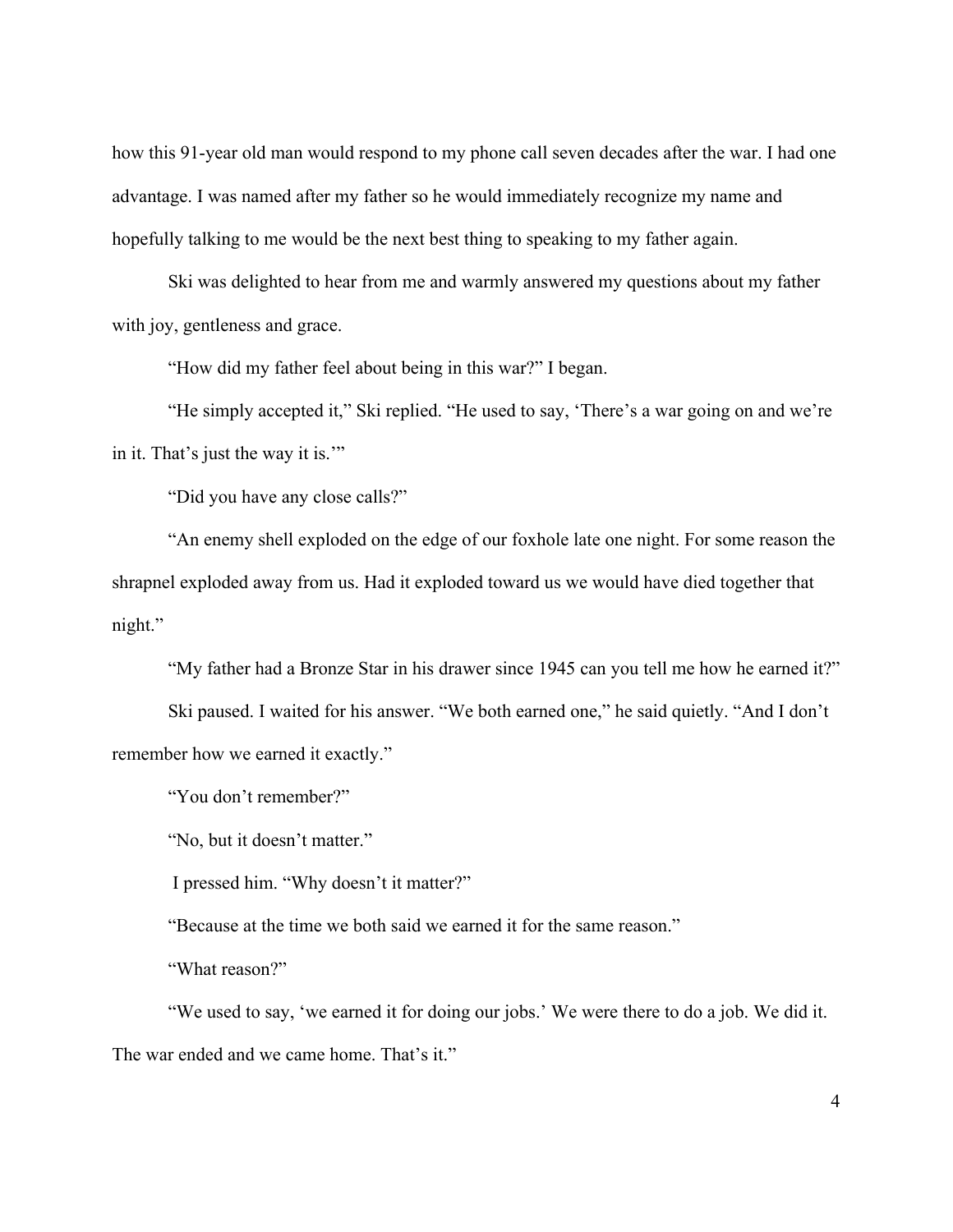how this 91-year old man would respond to my phone call seven decades after the war. I had one advantage. I was named after my father so he would immediately recognize my name and hopefully talking to me would be the next best thing to speaking to my father again.

Ski was delighted to hear from me and warmly answered my questions about my father with joy, gentleness and grace.

"How did my father feel about being in this war?" I began.

"He simply accepted it," Ski replied. "He used to say, 'There's a war going on and we're in it. That's just the way it is.'"

"Did you have any close calls?"

"An enemy shell exploded on the edge of our foxhole late one night. For some reason the shrapnel exploded away from us. Had it exploded toward us we would have died together that night."

"My father had a Bronze Star in his drawer since 1945 can you tell me how he earned it?"

Ski paused. I waited for his answer. "We both earned one," he said quietly. "And I don't remember how we earned it exactly."

"You don't remember?"

"No, but it doesn't matter."

I pressed him. "Why doesn't it matter?"

"Because at the time we both said we earned it for the same reason."

"What reason?"

"We used to say, 'we earned it for doing our jobs.' We were there to do a job. We did it. The war ended and we came home. That's it."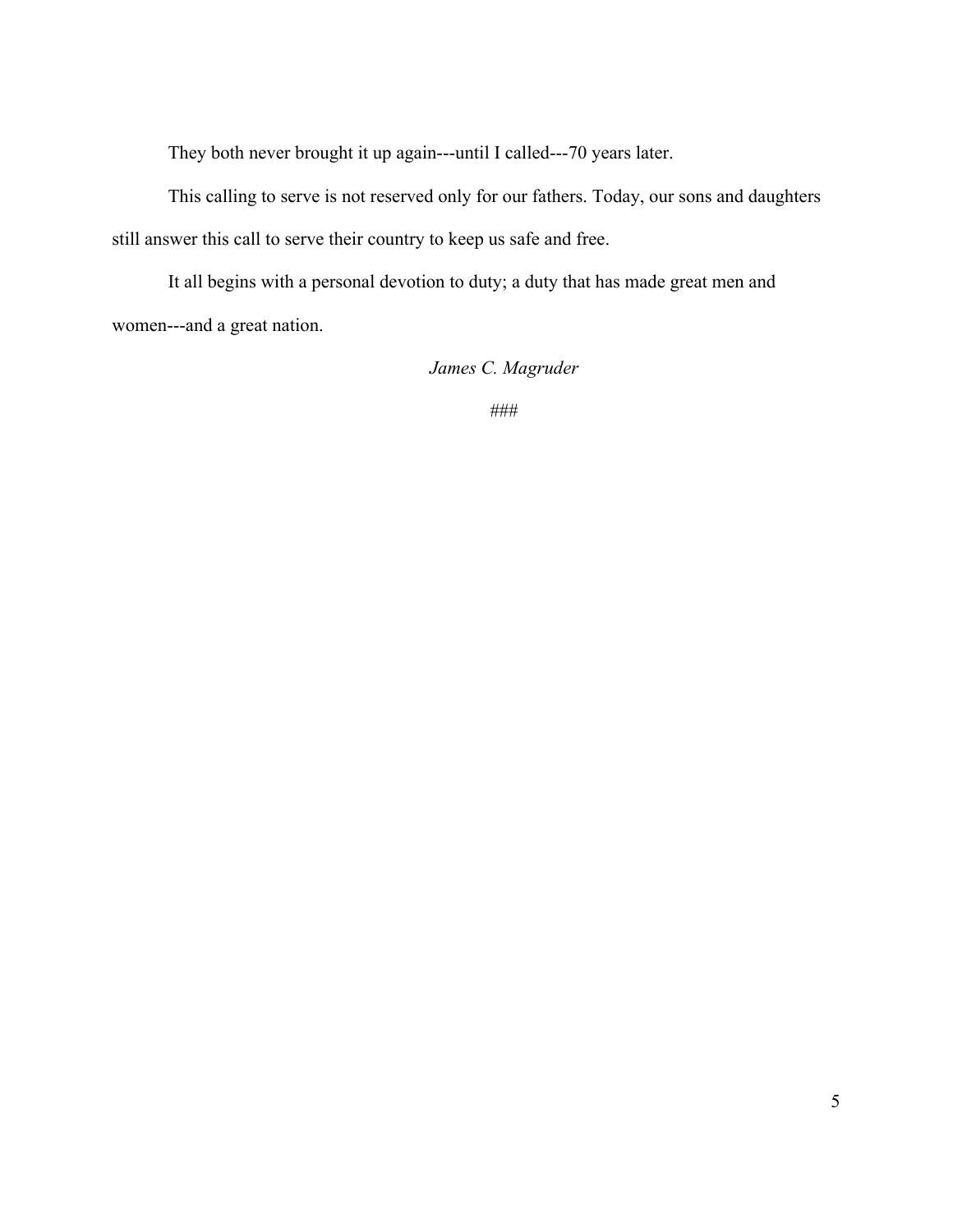They both never brought it up again---until I called---70 years later.

This calling to serve is not reserved only for our fathers. Today, our sons and daughters still answer this call to serve their country to keep us safe and free.

It all begins with a personal devotion to duty; a duty that has made great men and women---and a great nation.

*James C. Magruder*

###